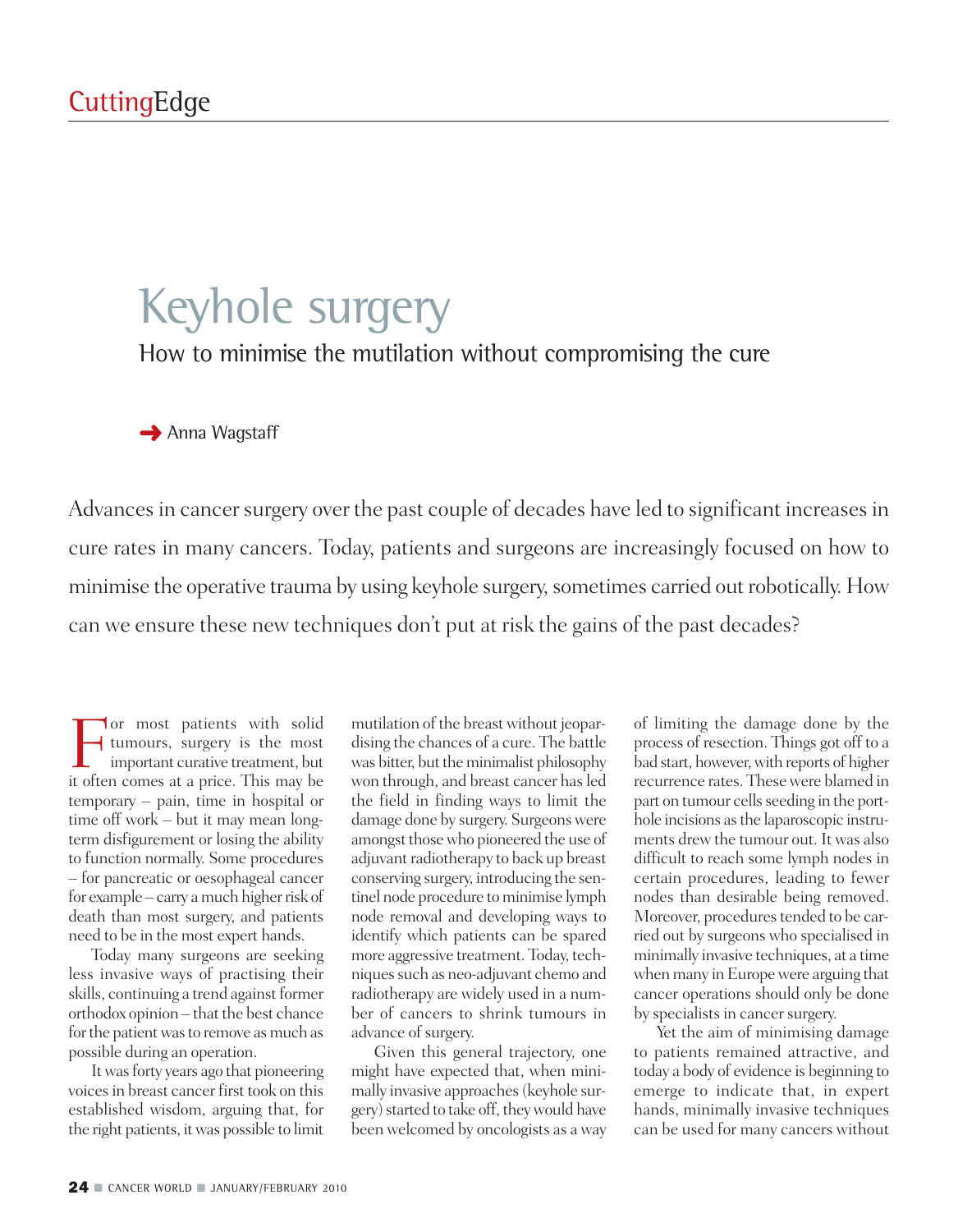# Keyhole surgery

## How to minimise the mutilation without compromising the cure

Anna Wagstaff

Advances in cancer surgery over the past couple of decades have led to significant increases in cure rates in many cancers. Today, patients and surgeons are increasingly focused on how to minimise the operative trauma by using keyhole surgery, sometimes carried out robotically. How can we ensure these new techniques don't put at risk the gains of the past decades?

For most patients with solid tumours, surgery is the most important curative treatment, but it often comes at a price. This may be temporary – pain, time in hospital or time off work – but it may mean long-term disfigurement or losing the ability to function normally. Some procedures – for pancreatic or oesophageal cancer for example – carry a much higher risk of death than most surgery, and patients need to be in the most expert hands.

Today many surgeons are seeking less invasive ways of practising their skills, continuing a trend against former orthodox opinion – that the best chance for the patient was to remove as much as possible during an operation.

It was forty years ago that pioneering voices in breast cancer first took on this established wisdom, arguing that, for the right patients, it was possible to limit mutilation of the breast without jeopardising the chances of a cure. The battle was bitter, but the minimalist philosophy won through, and breast cancer has led the field in finding ways to limit the damage done by surgery. Surgeons were amongst those who pioneered the use of adjuvant radiotherapy to back up breast conserving surgery, introducing the sentinel node procedure to minimise lymph node removal and developing ways to identify which patients can be spared more aggressive treatment. Today, techniques such as neo-adjuvant chemo and radiotherapy are widely used in a number of cancers to shrink tumours in advance of surgery.

Given this general trajectory, one might have expected that, when minimally invasive approaches (keyhole surgery) started to take off, they would have been welcomed by oncologists as a way of limiting the damage done by the process of resection. Things got off to a bad start, however, with reports of higher recurrence rates. These were blamed in part on tumour cells seeding in the porthole incisions as the laparoscopic instruments drew the tumour out. It was also difficult to reach some lymph nodes in certain procedures, leading to fewer nodes than desirable being removed. Moreover, procedures tended to be carried out by surgeons who specialised in minimally invasive techniques, at a time when many in Europe were arguing that cancer operations should only be done by specialists in cancer surgery.

Yet the aim of minimising damage to patients remained attractive, and today a body of evidence is beginning to emerge to indicate that, in expert hands, minimally invasive techniques can be used for many cancers without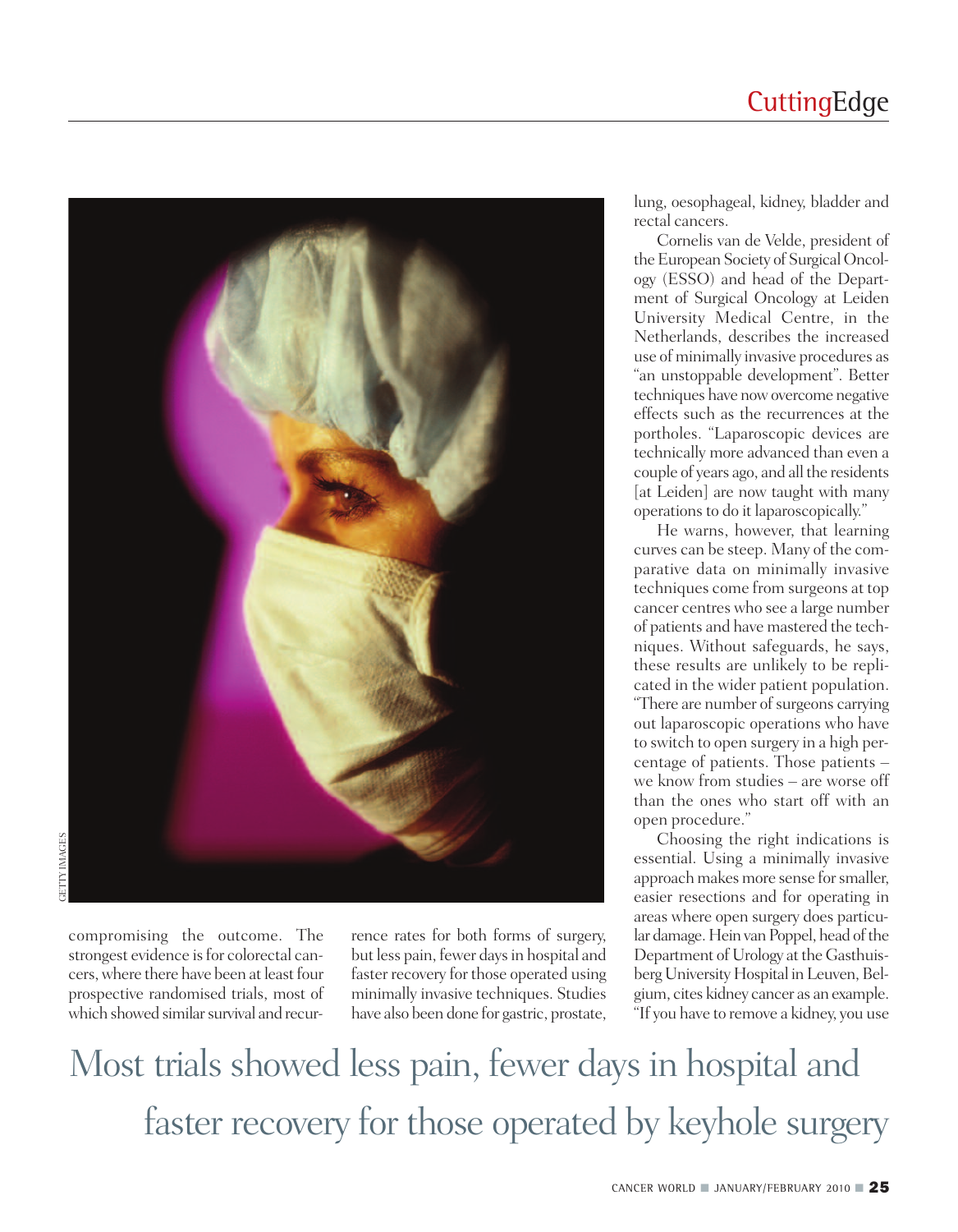compromising the outcome. The strongest evidence is for colorectal cancers, where there have been at least four prospective randomised trials, most of which showed similar survival and recurrence rates for both forms of surgery, but less pain, fewer days in hospital and faster recovery for those operated using minimally invasive techniques. Studies have also been done for gastric, prostate, lung, oesophageal, kidney, bladder and rectal cancers.

Cornelis van de Velde, president of the European Society of Surgical Oncology (ESSO) and head of the Department of Surgical Oncology at Leiden University Medical Centre, in the Netherlands, describes the increased use of minimally invasive procedures as "an unstoppable development". Better techniques have now overcome negative effects such as the recurrences at the portholes. "Laparoscopic devices are technically more advanced than even a couple of years ago, and all the residents [at Leiden] are now taught with many operations to do it laparoscopically."

He warns, however, that learning curves can be steep. Many of the comparative data on minimally invasive techniques come from surgeons at top cancer centres who see a large number of patients and have mastered the techniques. Without safeguards, he says, these results are unlikely to be replicated in the wider patient population. "There are number of surgeons carrying out laparoscopic operations who have to switch to open surgery in a high percentage of patients. Those patients – we know from studies – are worse off than the ones who start off with an open procedure."

Choosing the right indications is essential. Using a minimally invasive approach makes more sense for smaller, easier resections and for operating in areas where open surgery does particular damage. Hein van Poppel, head of the Department of Urology at the Gasthuisberg University Hospital in Leuven, Belgium, cites kidney cancer as an example. "If you have to remove a kidney, you use

Most trials showed less pain, fewer days in hospital and faster recovery for those operated by keyhole surgery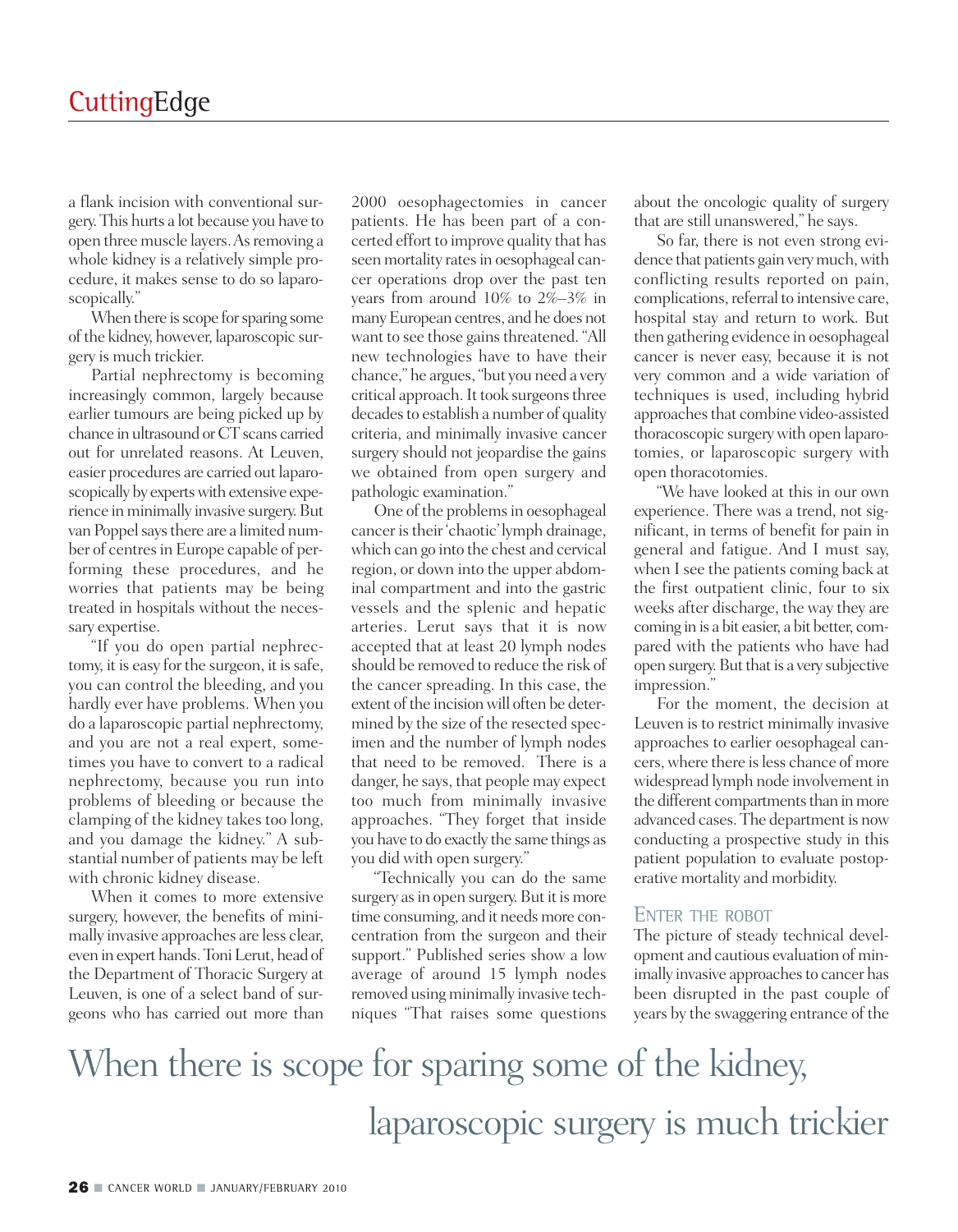a flank incision with conventional surgery. This hurts a lot because you have to open three muscle layers. As removing a whole kidney is a relatively simple procedure, it makes sense to do so laparoscopically."

When there is scope for sparing some of the kidney, however, laparoscopic surgery is much trickier.

Partial nephrectomy is becoming increasingly common, largely because earlier tumours are being picked up by chance in ultrasound or CT scans carried out for unrelated reasons. At Leuven, easier procedures are carried out laparoscopically by experts with extensive experience in minimally invasive surgery. But van Poppel says there are a limited number of centres in Europe capable of performing these procedures, and he worries that patients may be being treated in hospitals without the necessary expertise.

"If you do open partial nephrectomy, it is easy for the surgeon, it is safe, you can control the bleeding, and you hardly ever have problems. When you do a laparoscopic partial nephrectomy, and you are not a real expert, sometimes you have to convert to a radical nephrectomy, because you run into problems of bleeding or because the clamping of the kidney takes too long, and you damage the kidney." A substantial number of patients may be left with chronic kidney disease.

When it comes to more extensive surgery, however, the benefits of minimally invasive approaches are less clear, even in expert hands. Toni Lerut, head of the Department of Thoracic Surgery at Leuven, is one of a select band of surgeons who has carried out more than 2000 oesophagectomies in cancer patients. He has been part of a concerted effort to improve quality that has seen mortality rates in oesophageal cancer operations drop over the past ten years from around 10% to 2%–3% in many European centres, and he does not want to see those gains threatened. "All new technologies have to have their chance," he argues, "but you need a very critical approach. It took surgeons three decades to establish a number of quality criteria, and minimally invasive cancer surgery should not jeopardise the gains we obtained from open surgery and pathologic examination."

One of the problems in oesophageal cancer is their 'chaotic' lymph drainage, which can go into the chest and cervical region, or down into the upper abdominal compartment and into the gastric vessels and the splenic and hepatic arteries. Lerut says that it is now accepted that at least 20 lymph nodes should be removed to reduce the risk of the cancer spreading. In this case, the extent of the incision will often be determined by the size of the resected specimen and the number of lymph nodes that need to be removed. There is a danger, he says, that people may expect too much from minimally invasive approaches. "They forget that inside you have to do exactly the same things as you did with open surgery."

"Technically you can do the same surgery as in open surgery. But it is more time consuming, and it needs more concentration from the surgeon and their support." Published series show a low average of around 15 lymph nodes removed using minimally invasive techniques "That raises some questions about the oncologic quality of surgery that are still unanswered," he says.

So far, there is not even strong evidence that patients gain very much, with conflicting results reported on pain, complications, referral to intensive care, hospital stay and return to work. But then gathering evidence in oesophageal cancer is never easy, because it is not very common and a wide variation of techniques is used, including hybrid approaches that combine video-assisted thoracoscopic surgery with open laparotomies, or laparoscopic surgery with open thoracotomies.

"We have looked at this in our own experience. There was a trend, not significant, in terms of benefit for pain in general and fatigue. And I must say, when I see the patients coming back at the first outpatient clinic, four to six weeks after discharge, the way they are coming in is a bit easier, a bit better, compared with the patients who have had open surgery. But that is a very subjective impression."

For the moment, the decision at Leuven is to restrict minimally invasive approaches to earlier oesophageal cancers, where there is less chance of more widespread lymph node involvement in the different compartments than in more advanced cases. The department is now conducting a prospective study in this patient population to evaluate postoperative mortality and morbidity.

## Enter the robot

The picture of steady technical development and cautious evaluation of minimally invasive approaches to cancer has been disrupted in the past couple of years by the swaggering entrance of the

> When there is scope for sparing some of the kidney, laparoscopic surgery is much trickier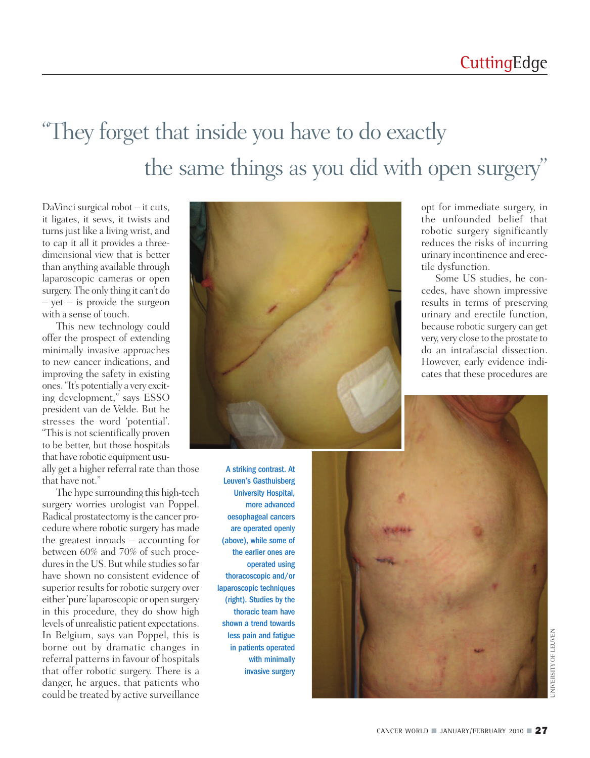# "They forget that inside you have to do exactly the same things as you did with open surgery"

DaVinci surgical robot – it cuts, it ligates, it sews, it twists and turns just like a living wrist, and to cap it all it provides a three-dimensional view that is better than anything available through laparoscopic cameras or open surgery. The only thing it can't do – yet – is provide the surgeon with a sense of touch.

This new technology could offer the prospect of extending minimally invasive approaches to new cancer indications, and improving the safety in existing ones. "It's potentially a very exciting development," says ESSO president van de Velde. But he stresses the word 'potential'. "This is not scientifically proven to be better, but those hospitals that have robotic equipment usually get a higher referral rate than those that have not."

The hype surrounding this high-tech surgery worries urologist van Poppel. Radical prostatectomy is the cancer procedure where robotic surgery has made the greatest inroads – accounting for between 60% and 70% of such procedures in the US. But while studies so far have shown no consistent evidence of superior results for robotic surgery over either 'pure' laparoscopic or open surgery in this procedure, they do show high levels of unrealistic patient expectations. In Belgium, says van Poppel, this is borne out by dramatic changes in referral patterns in favour of hospitals that offer robotic surgery. There is a danger, he argues, that patients who could be treated by active surveillance opt for immediate surgery, in the unfounded belief that robotic surgery significantly reduces the risks of incurring urinary incontinence and erectile dysfunction.

Some US studies, he concedes, have shown impressive results in terms of preserving urinary and erectile function, because robotic surgery can get very, very close to the prostate to do an intrafascial dissection. However, early evidence indicates that these procedures are

A striking contrast. At Leuven's Gasthuisberg University Hospital, more advanced oesophageal cancers are operated openly (above), while some of the earlier ones are operated using thoracoscopic and/or laparoscopic techniques (right). Studies by the thoracic team have shown a trend towards less pain and fatigue in patients operated with minimally invasive surgery

UNIVERSITY OF LEUVEN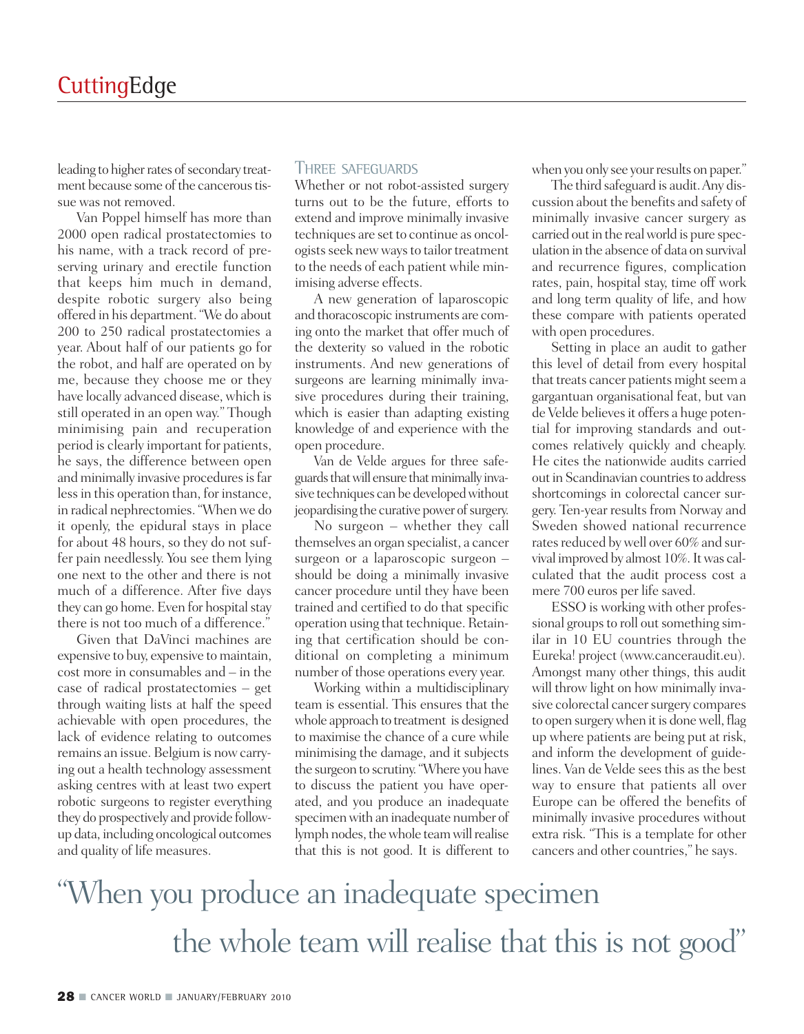leading to higher rates of secondary treatment because some of the cancerous tissue was not removed.

Van Poppel himself has more than 2000 open radical prostatectomies to his name, with a track record of preserving urinary and erectile function that keeps him much in demand, despite robotic surgery also being offered in his department. "We do about 200 to 250 radical prostatectomies a year. About half of our patients go for the robot, and half are operated on by me, because they choose me or they have locally advanced disease, which is still operated in an open way." Though minimising pain and recuperation period is clearly important for patients, he says, the difference between open and minimally invasive procedures is far less in this operation than, for instance, in radical nephrectomies. "When we do it openly, the epidural stays in place for about 48 hours, so they do not suffer pain needlessly. You see them lying one next to the other and there is not much of a difference. After five days they can go home. Even for hospital stay there is not too much of a difference."

Given that DaVinci machines are expensive to buy, expensive to maintain, cost more in consumables and – in the case of radical prostatectomies – get through waiting lists at half the speed achievable with open procedures, the lack of evidence relating to outcomes remains an issue. Belgium is now carrying out a health technology assessment asking centres with at least two expert robotic surgeons to register everything they do prospectively and provide follow-up data, including oncological outcomes and quality of life measures.

## Three safeguards

Whether or not robot-assisted surgery turns out to be the future, efforts to extend and improve minimally invasive techniques are set to continue as oncologists seek new ways to tailor treatment to the needs of each patient while minimising adverse effects.

A new generation of laparoscopic and thoracoscopic instruments are coming onto the market that offer much of the dexterity so valued in the robotic instruments. And new generations of surgeons are learning minimally invasive procedures during their training, which is easier than adapting existing knowledge of and experience with the open procedure.

Van de Velde argues for three safeguards that will ensure that minimally invasive techniques can be developed without jeopardising the curative power of surgery.

No surgeon – whether they call themselves an organ specialist, a cancer surgeon or a laparoscopic surgeon – should be doing a minimally invasive cancer procedure until they have been trained and certified to do that specific operation using that technique. Retaining that certification should be conditional on completing a minimum number of those operations every year.

Working within a multidisciplinary team is essential. This ensures that the whole approach to treatment is designed to maximise the chance of a cure while minimising the damage, and it subjects the surgeon to scrutiny. "Where you have to discuss the patient you have operated, and you produce an inadequate specimen with an inadequate number of lymph nodes, the whole team will realise that this is not good. It is different to when you only see your results on paper."

The third safeguard is audit. Any discussion about the benefits and safety of minimally invasive cancer surgery as carried out in the real world is pure speculation in the absence of data on survival and recurrence figures, complication rates, pain, hospital stay, time off work and long term quality of life, and how these compare with patients operated with open procedures.

Setting in place an audit to gather this level of detail from every hospital that treats cancer patients might seem a gargantuan organisational feat, but van de Velde believes it offers a huge potential for improving standards and outcomes relatively quickly and cheaply. He cites the nationwide audits carried out in Scandinavian countries to address shortcomings in colorectal cancer surgery. Ten-year results from Norway and Sweden showed national recurrence rates reduced by well over 60% and survival improved by almost 10%. It was calculated that the audit process cost a mere 700 euros per life saved.

ESSO is working with other professional groups to roll out something similar in 10 EU countries through the Eureka! project (www.canceraudit.eu). Amongst many other things, this audit will throw light on how minimally invasive colorectal cancer surgery compares to open surgery when it is done well, flag up where patients are being put at risk, and inform the development of guidelines. Van de Velde sees this as the best way to ensure that patients all over Europe can be offered the benefits of minimally invasive procedures without extra risk. "This is a template for other cancers and other countries," he says.

"When you produce an inadequate specimen the whole team will realise that this is not good"